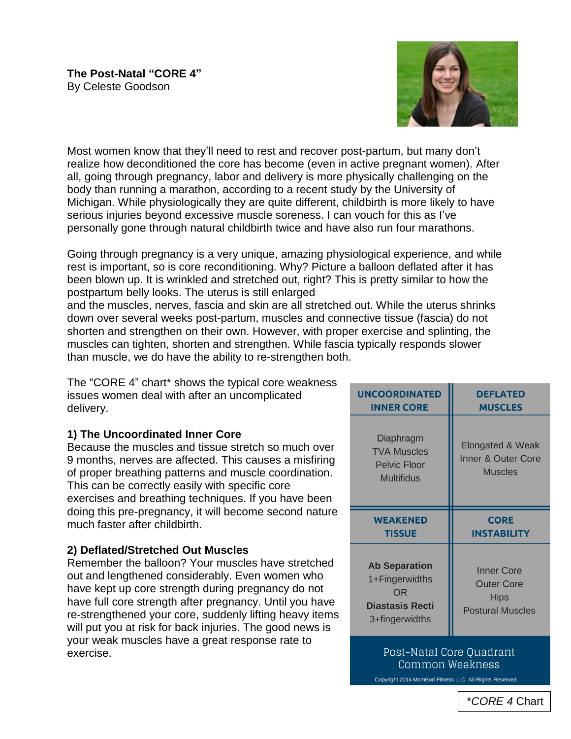**The Post-Natal "CORE 4"**
By Celeste Goodson

Most women know that they'll need to rest and recover post-partum, but many don't realize how deconditioned the core has become (even in active pregnant women). After all, going through pregnancy, labor and delivery is more physically challenging on the body than running a marathon, according to a recent study by the University of Michigan. While physiologically they are quite different, childbirth is more likely to have serious injuries beyond excessive muscle soreness. I can vouch for this as I've personally gone through natural childbirth twice and have also run four marathons.

Going through pregnancy is a very unique, amazing physiological experience, and while rest is important, so is core reconditioning. Why? Picture a balloon deflated after it has been blown up. It is wrinkled and stretched out, right? This is pretty similar to how the postpartum belly looks. The uterus is still enlarged and the muscles, nerves, fascia and skin are all stretched out. While the uterus shrinks down over several weeks post-partum, muscles and connective tissue (fascia) do not shorten and strengthen on their own. However, with proper exercise and splinting, the muscles can tighten, shorten and strengthen. While fascia typically responds slower than muscle, we do have the ability to re-strengthen both.

The "CORE 4" chart* shows the typical core weakness issues women deal with after an uncomplicated delivery.

| UNCOORDINATED INNER CORE | DEFLATED MUSCLES |
|---|---|
| Diaphragm<br>TVA Muscles<br>Pelvic Floor<br>Multifidus | Elongated & Weak Inner & Outer Core Muscles |
| **WEAKENED TISSUE** | **CORE INSTABILITY** |
| **Ab Separation**<br>1+Fingerwidths<br>OR<br>**Diastasis Recti**<br>3+fingerwidths | Inner Core<br>Outer Core<br>Hips<br>Postural Muscles |

Post-Natal Core Quadrant Common Weakness

Copyright 2014 MomBod Fitness LLC All Rights Reserved.

*\*CORE 4* Chart

**1) The Uncoordinated Inner Core**
Because the muscles and tissue stretch so much over 9 months, nerves are affected. This causes a misfiring of proper breathing patterns and muscle coordination. This can be correctly easily with specific core exercises and breathing techniques. If you have been doing this pre-pregnancy, it will become second nature much faster after childbirth.

**2) Deflated/Stretched Out Muscles**
Remember the balloon? Your muscles have stretched out and lengthened considerably. Even women who have kept up core strength during pregnancy do not have full core strength after pregnancy. Until you have re-strengthened your core, suddenly lifting heavy items will put you at risk for back injuries. The good news is your weak muscles have a great response rate to exercise.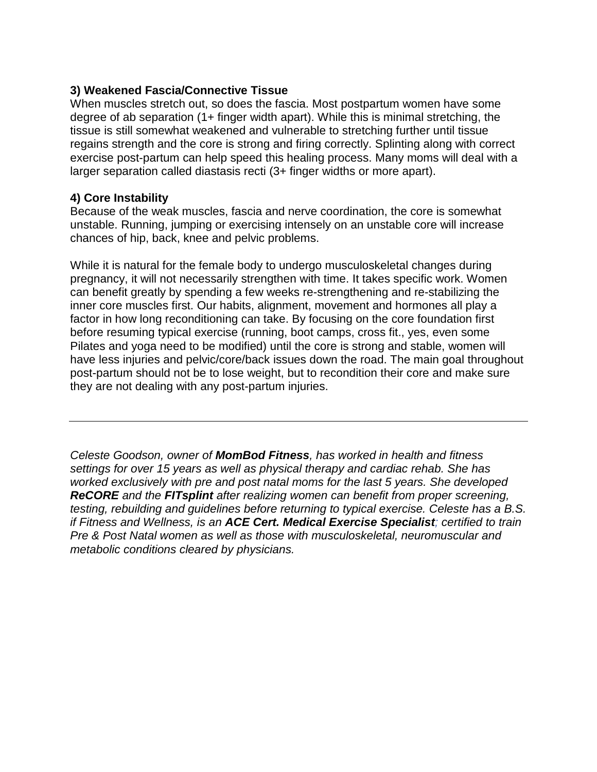**3) Weakened Fascia/Connective Tissue**
When muscles stretch out, so does the fascia. Most postpartum women have some degree of ab separation (1+ finger width apart). While this is minimal stretching, the tissue is still somewhat weakened and vulnerable to stretching further until tissue regains strength and the core is strong and firing correctly. Splinting along with correct exercise post-partum can help speed this healing process. Many moms will deal with a larger separation called diastasis recti (3+ finger widths or more apart).

**4) Core Instability**
Because of the weak muscles, fascia and nerve coordination, the core is somewhat unstable. Running, jumping or exercising intensely on an unstable core will increase chances of hip, back, knee and pelvic problems.

While it is natural for the female body to undergo musculoskeletal changes during pregnancy, it will not necessarily strengthen with time. It takes specific work. Women can benefit greatly by spending a few weeks re-strengthening and re-stabilizing the inner core muscles first. Our habits, alignment, movement and hormones all play a factor in how long reconditioning can take. By focusing on the core foundation first before resuming typical exercise (running, boot camps, cross fit., yes, even some Pilates and yoga need to be modified) until the core is strong and stable, women will have less injuries and pelvic/core/back issues down the road. The main goal throughout post-partum should not be to lose weight, but to recondition their core and make sure they are not dealing with any post-partum injuries.

---

*Celeste Goodson, owner of **MomBod Fitness**, has worked in health and fitness settings for over 15 years as well as physical therapy and cardiac rehab. She has worked exclusively with pre and post natal moms for the last 5 years. She developed **ReCORE** and the **FITsplint** after realizing women can benefit from proper screening, testing, rebuilding and guidelines before returning to typical exercise. Celeste has a B.S. if Fitness and Wellness, is an **ACE Cert. Medical Exercise Specialist**; certified to train Pre & Post Natal women as well as those with musculoskeletal, neuromuscular and metabolic conditions cleared by physicians.*